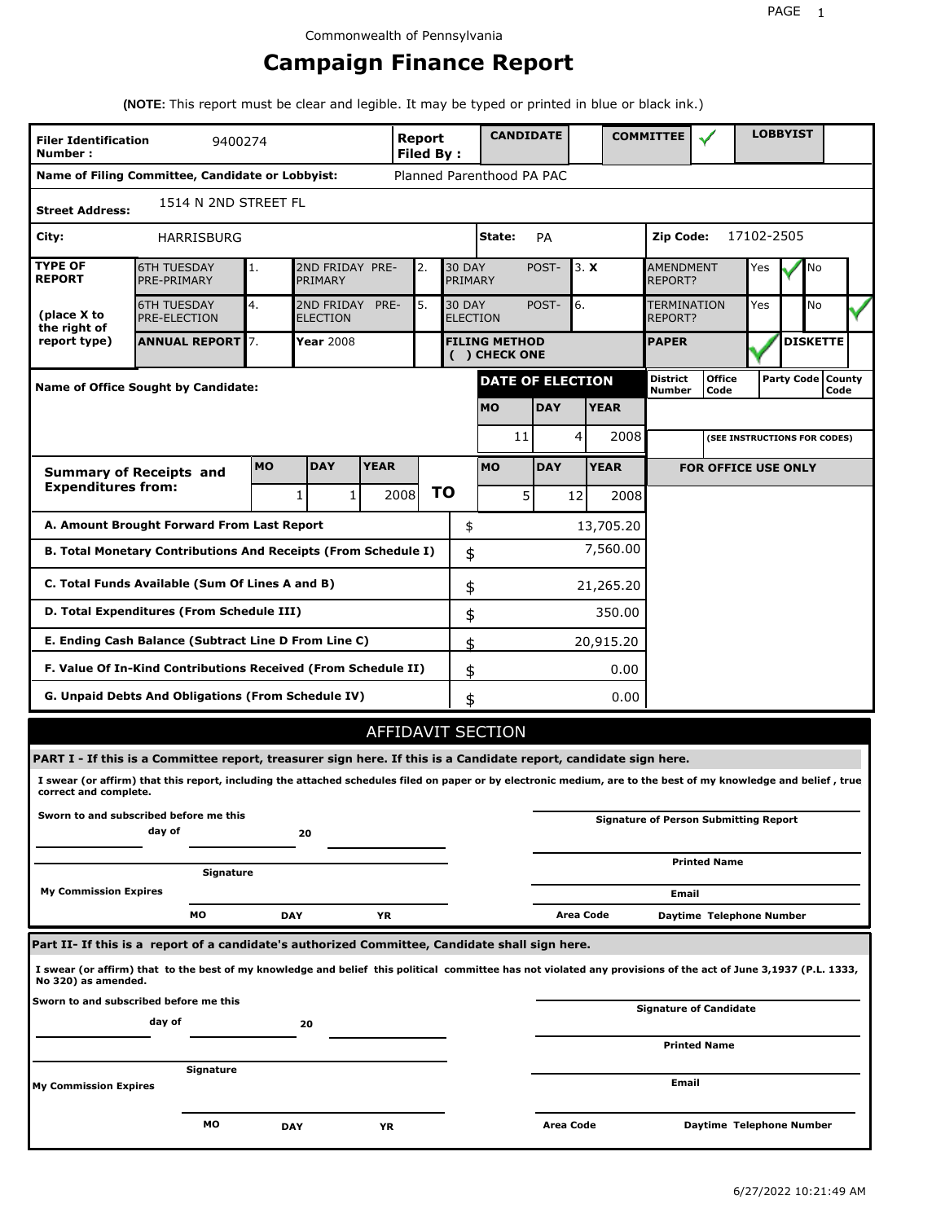Commonwealth of Pennsylvania

# Campaign Finance Report

**(NOTE:** This report must be clear and legible. It may be typed or printed in blue or black ink.)

| **Filer Identification Number :** | 9400274 | **Report Filed By :** | **CANDIDATE** | | **COMMITTEE** | ✓ | **LOBBYIST** | |
|---|---|---|---|---|---|---|---|---|

**Name of Filing Committee, Candidate or Lobbyist:** Planned Parenthood PA PAC

**Street Address:** 1514 N 2ND STREET FL

**City:** HARRISBURG **State:** PA **Zip Code:** 17102-2505

| **TYPE OF REPORT** (place X to the right of report type) | | | | | | | | |
|---|---|---|---|---|---|---|---|---|
| 6TH TUESDAY PRE-PRIMARY | 1. | 2ND FRIDAY PRE-PRIMARY | 2. | 30 DAY POST-PRIMARY | 3. X | AMENDMENT REPORT? | Yes ✓ | No |
| 6TH TUESDAY PRE-ELECTION | 4. | 2ND FRIDAY PRE-ELECTION | 5. | 30 DAY POST-ELECTION | 6. | TERMINATION REPORT? | Yes | No ✓ |
| **ANNUAL REPORT** | 7. | **Year** 2008 | | **FILING METHOD ( ) CHECK ONE** | | **PAPER** ✓ | **DISKETTE** | |

**Name of Office Sought by Candidate:**

| **DATE OF ELECTION** | | |
|---|---|---|
| **MO** | **DAY** | **YEAR** |
| 11 | 4 | 2008 |

| **District Number** | **Office Code** | **Party Code** | **County Code** |
|---|---|---|---|
| | | | |

(SEE INSTRUCTIONS FOR CODES)

| **Summary of Receipts and Expenditures from:** | **MO** | **DAY** | **YEAR** | | **MO** | **DAY** | **YEAR** |
|---|---|---|---|---|---|---|---|
| | 1 | 1 | 2008 | **TO** | 5 | 12 | 2008 |

**FOR OFFICE USE ONLY**

| | | |
|---|---|---|
| **A. Amount Brought Forward From Last Report** | $ | 13,705.20 |
| **B. Total Monetary Contributions And Receipts (From Schedule I)** | $ | 7,560.00 |
| **C. Total Funds Available (Sum Of Lines A and B)** | $ | 21,265.20 |
| **D. Total Expenditures (From Schedule III)** | $ | 350.00 |
| **E. Ending Cash Balance (Subtract Line D From Line C)** | $ | 20,915.20 |
| **F. Value Of In-Kind Contributions Received (From Schedule II)** | $ | 0.00 |
| **G. Unpaid Debts And Obligations (From Schedule IV)** | $ | 0.00 |

## AFFIDAVIT SECTION

**PART I - If this is a Committee report, treasurer sign here. If this is a Candidate report, candidate sign here.**

**I swear (or affirm) that this report, including the attached schedules filed on paper or by electronic medium, are to the best of my knowledge and belief , true correct and complete.**

**Sworn to and subscribed before me this** ______ **day of** ______ **20** ______

**Signature** ______

**My Commission Expires** **MO** ______ **DAY** ______ **YR** ______

**Signature of Person Submitting Report** ______

**Printed Name** ______

**Email** ______

**Area Code** ______ **Daytime Telephone Number** ______

**Part II- If this is a report of a candidate's authorized Committee, Candidate shall sign here.**

**I swear (or affirm) that to the best of my knowledge and belief this political committee has not violated any provisions of the act of June 3,1937 (P.L. 1333, No 320) as amended.**

**Sworn to and subscribed before me this** ______ **day of** ______ **20** ______

**Signature** ______

**My Commission Expires** **MO** ______ **DAY** ______ **YR** ______

**Signature of Candidate** ______

**Printed Name** ______

**Email** ______

**Area Code** ______ **Daytime Telephone Number** ______

6/27/2022 10:21:49 AM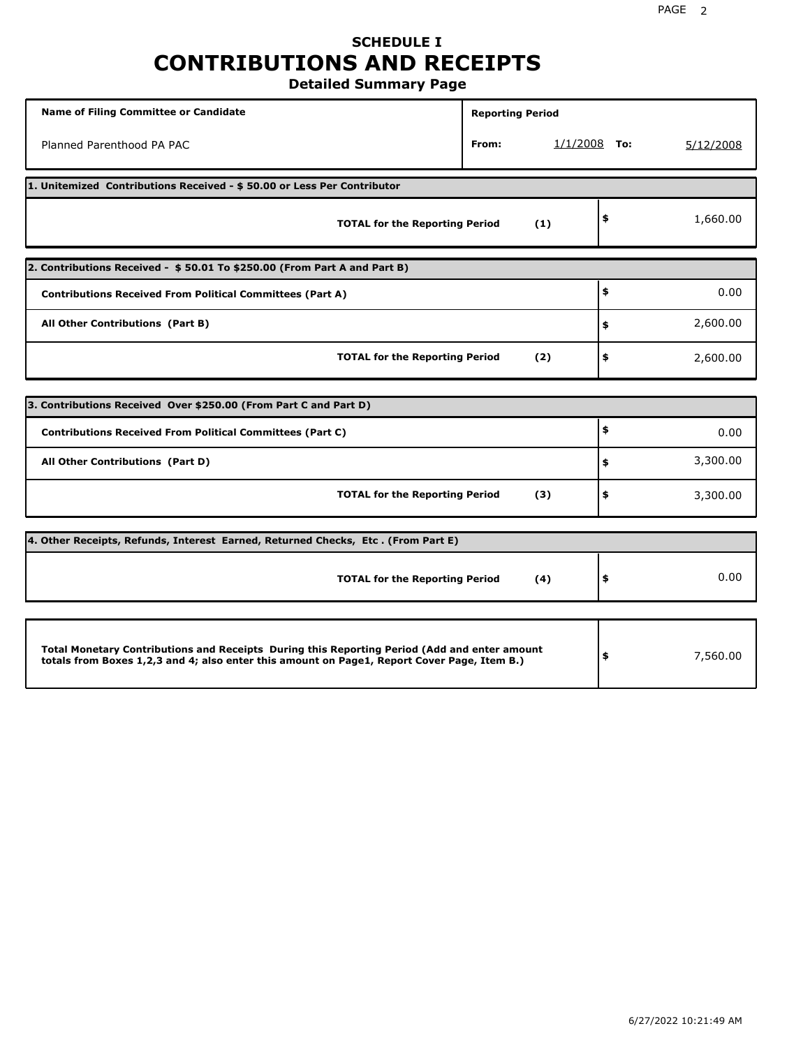# SCHEDULE I
# CONTRIBUTIONS AND RECEIPTS
## Detailed Summary Page

| Name of Filing Committee or Candidate | Reporting Period | | | |
|---|---|---|---|---|
| Planned Parenthood PA PAC | From: | 1/1/2008 | To: | 5/12/2008 |

| 1. Unitemized Contributions Received - $ 50.00 or Less Per Contributor | | |
|---|---|---|
| **TOTAL for the Reporting Period** | **(1)** | $ 1,660.00 |

| 2. Contributions Received - $ 50.01 To $250.00 (From Part A and Part B) | | |
|---|---|---|
| **Contributions Received From Political Committees (Part A)** | | $ 0.00 |
| **All Other Contributions (Part B)** | | $ 2,600.00 |
| **TOTAL for the Reporting Period** | **(2)** | $ 2,600.00 |

| 3. Contributions Received Over $250.00 (From Part C and Part D) | | |
|---|---|---|
| **Contributions Received From Political Committees (Part C)** | | $ 0.00 |
| **All Other Contributions (Part D)** | | $ 3,300.00 |
| **TOTAL for the Reporting Period** | **(3)** | $ 3,300.00 |

| 4. Other Receipts, Refunds, Interest Earned, Returned Checks, Etc . (From Part E) | | |
|---|---|---|
| **TOTAL for the Reporting Period** | **(4)** | $ 0.00 |

| Total Monetary Contributions and Receipts During this Reporting Period (Add and enter amount totals from Boxes 1,2,3 and 4; also enter this amount on Page1, Report Cover Page, Item B.) | |
|---|---|
| | $ 7,560.00 |

6/27/2022 10:21:49 AM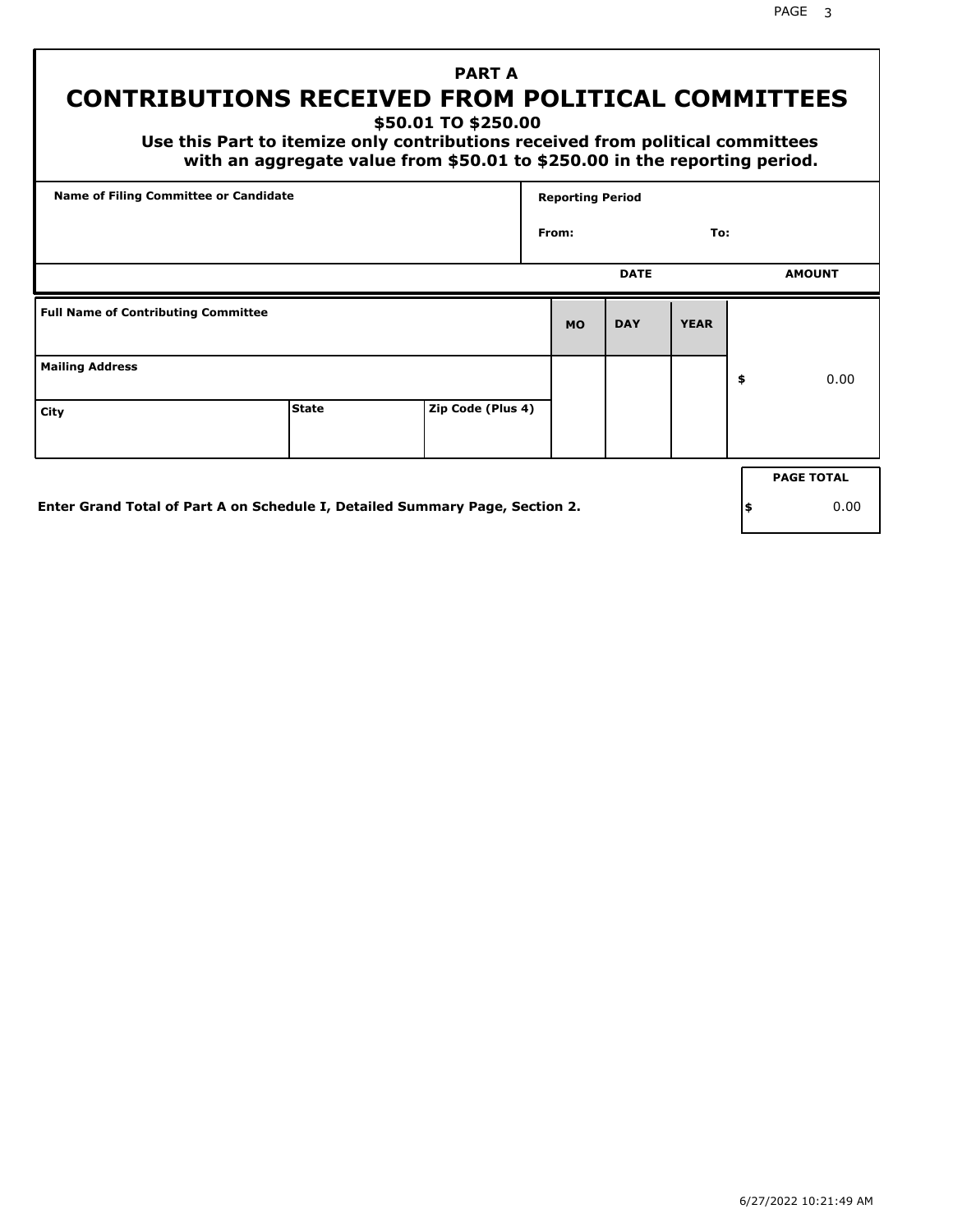# PART A

## CONTRIBUTIONS RECEIVED FROM POLITICAL COMMITTEES

### $50.01 TO $250.00

**Use this Part to itemize only contributions received from political committees with an aggregate value from $50.01 to $250.00 in the reporting period.**

| Name of Filing Committee or Candidate | Reporting Period |
|---|---|
| | From: To: |

| Full Name of Contributing Committee | | | DATE MO | DAY | YEAR | AMOUNT |
|---|---|---|---|---|---|---|
| Mailing Address | | | | | | $ 0.00 |
| City | State | Zip Code (Plus 4) | | | | |

**Enter Grand Total of Part A on Schedule I, Detailed Summary Page, Section 2.**

| PAGE TOTAL |
|---|
| $ 0.00 |

6/27/2022 10:21:49 AM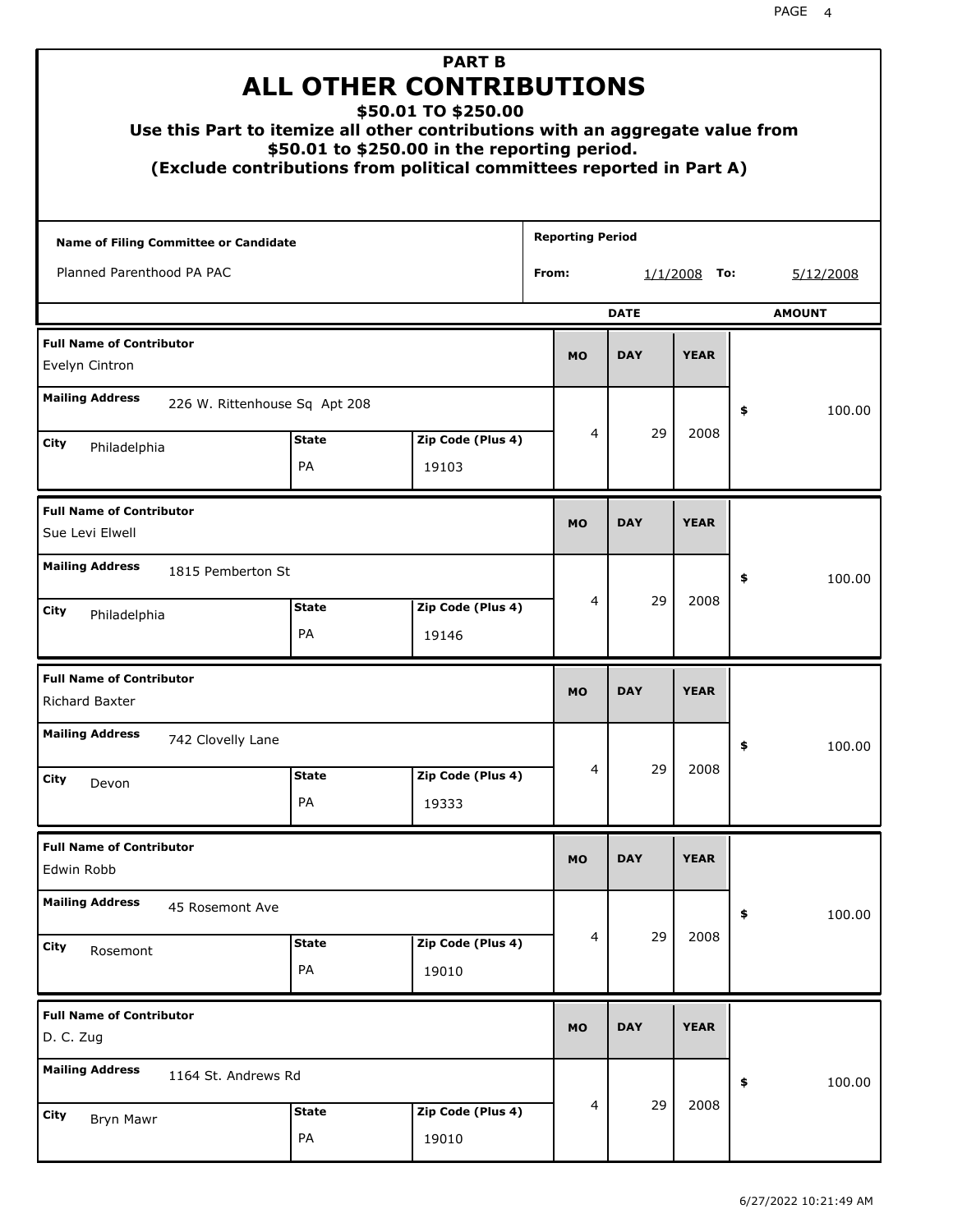## PART B
# ALL OTHER CONTRIBUTIONS
### $50.01 TO $250.00
**Use this Part to itemize all other contributions with an aggregate value from $50.01 to $250.00 in the reporting period.**
**(Exclude contributions from political committees reported in Part A)**

**Name of Filing Committee or Candidate:** Planned Parenthood PA PAC

**Reporting Period From:** 1/1/2008 **To:** 5/12/2008

| Full Name of Contributor | Mailing Address | City | State | Zip Code (Plus 4) | MO | DAY | YEAR | AMOUNT |
|---|---|---|---|---|---|---|---|---|
| Evelyn Cintron | 226 W. Rittenhouse Sq Apt 208 | Philadelphia | PA | 19103 | 4 | 29 | 2008 | $ 100.00 |
| Sue Levi Elwell | 1815 Pemberton St | Philadelphia | PA | 19146 | 4 | 29 | 2008 | $ 100.00 |
| Richard Baxter | 742 Clovelly Lane | Devon | PA | 19333 | 4 | 29 | 2008 | $ 100.00 |
| Edwin Robb | 45 Rosemont Ave | Rosemont | PA | 19010 | 4 | 29 | 2008 | $ 100.00 |
| D. C. Zug | 1164 St. Andrews Rd | Bryn Mawr | PA | 19010 | 4 | 29 | 2008 | $ 100.00 |

6/27/2022 10:21:49 AM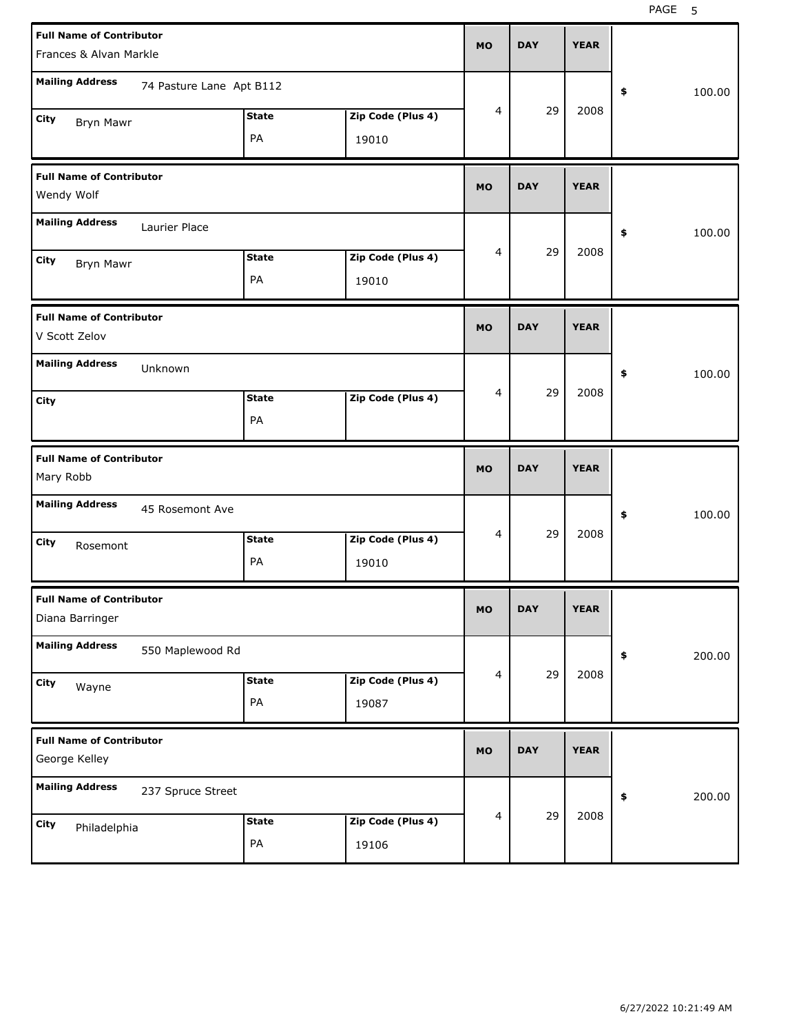| Full Name of Contributor | Mailing Address | City | State | Zip Code (Plus 4) | MO | DAY | YEAR | $ |
|---|---|---|---|---|---|---|---|---|
| Frances & Alvan Markle | 74 Pasture Lane Apt B112 | Bryn Mawr | PA | 19010 | 4 | 29 | 2008 | 100.00 |
| Wendy Wolf | Laurier Place | Bryn Mawr | PA | 19010 | 4 | 29 | 2008 | 100.00 |
| V Scott Zelov | Unknown | | PA | | 4 | 29 | 2008 | 100.00 |
| Mary Robb | 45 Rosemont Ave | Rosemont | PA | 19010 | 4 | 29 | 2008 | 100.00 |
| Diana Barringer | 550 Maplewood Rd | Wayne | PA | 19087 | 4 | 29 | 2008 | 200.00 |
| George Kelley | 237 Spruce Street | Philadelphia | PA | 19106 | 4 | 29 | 2008 | 200.00 |

6/27/2022 10:21:49 AM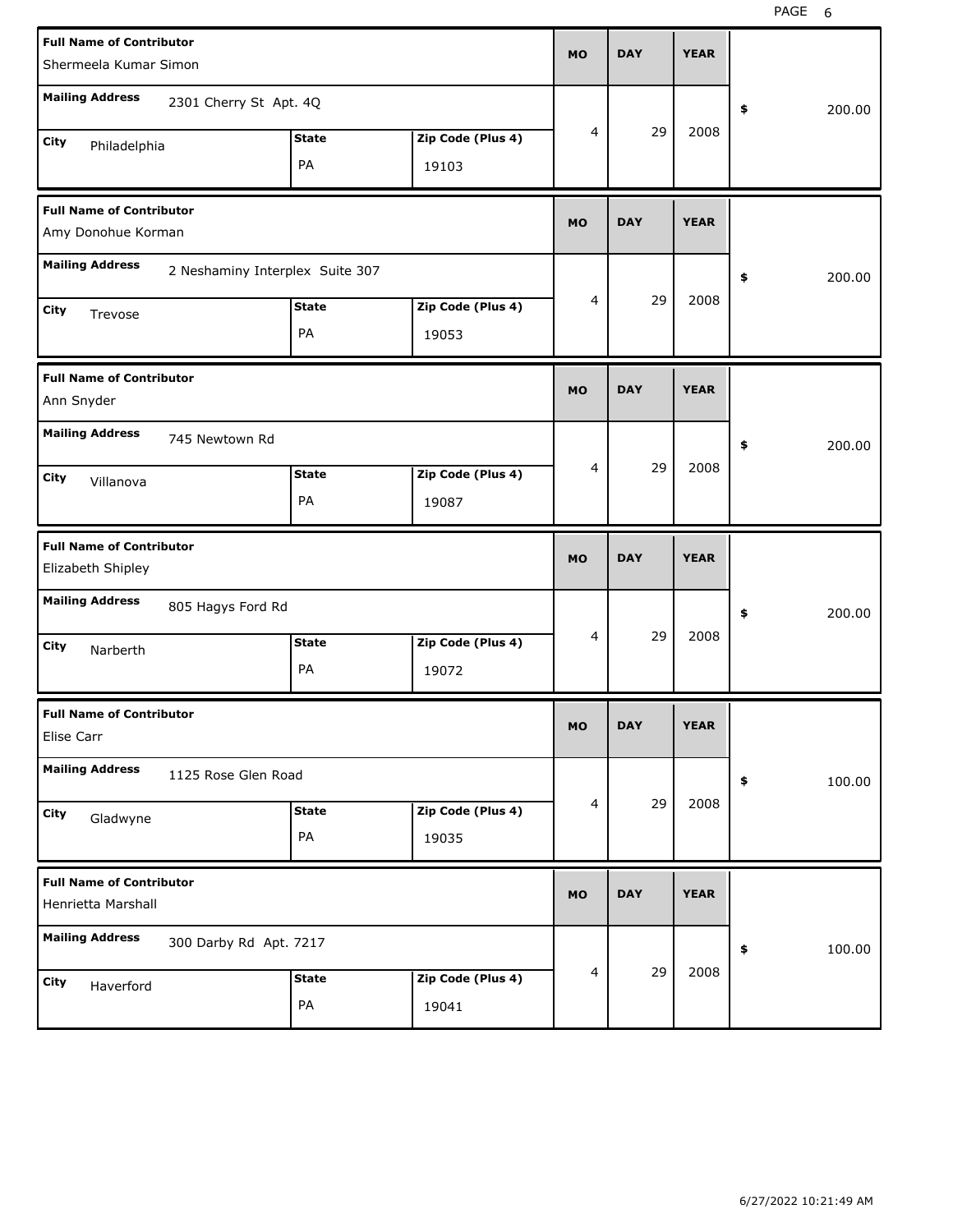| Full Name of Contributor | Mailing Address | City | State | Zip Code (Plus 4) | MO | DAY | YEAR | $ |
|---|---|---|---|---|---|---|---|---|
| Shermeela Kumar Simon | 2301 Cherry St Apt. 4Q | Philadelphia | PA | 19103 | 4 | 29 | 2008 | 200.00 |
| Amy Donohue Korman | 2 Neshaminy Interplex Suite 307 | Trevose | PA | 19053 | 4 | 29 | 2008 | 200.00 |
| Ann Snyder | 745 Newtown Rd | Villanova | PA | 19087 | 4 | 29 | 2008 | 200.00 |
| Elizabeth Shipley | 805 Hagys Ford Rd | Narberth | PA | 19072 | 4 | 29 | 2008 | 200.00 |
| Elise Carr | 1125 Rose Glen Road | Gladwyne | PA | 19035 | 4 | 29 | 2008 | 100.00 |
| Henrietta Marshall | 300 Darby Rd Apt. 7217 | Haverford | PA | 19041 | 4 | 29 | 2008 | 100.00 |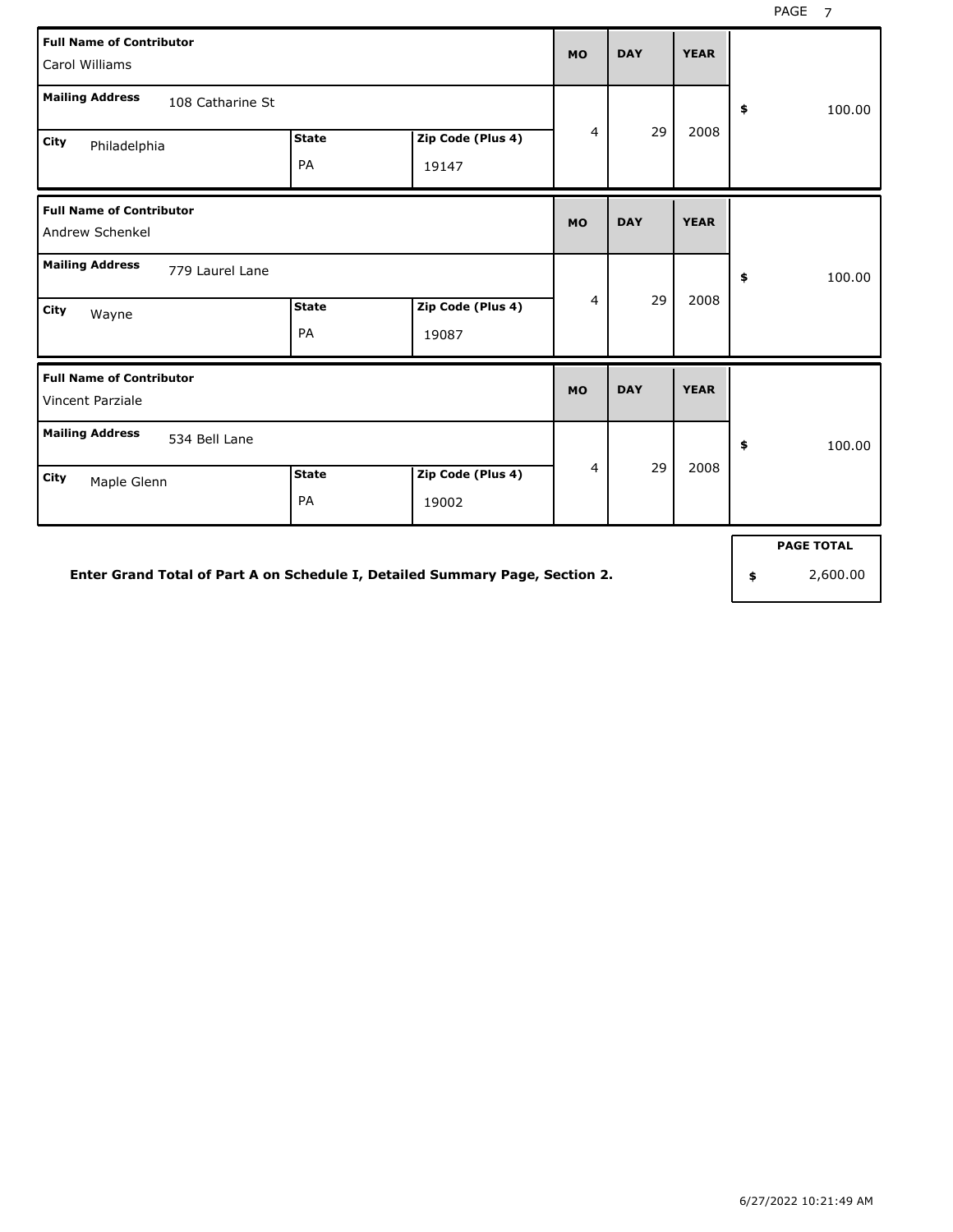| Full Name of Contributor | Mailing Address | City | State | Zip Code (Plus 4) | MO | DAY | YEAR | $ |
|---|---|---|---|---|---|---|---|---|
| Carol Williams | 108 Catharine St | Philadelphia | PA | 19147 | 4 | 29 | 2008 | 100.00 |
| Andrew Schenkel | 779 Laurel Lane | Wayne | PA | 19087 | 4 | 29 | 2008 | 100.00 |
| Vincent Parziale | 534 Bell Lane | Maple Glenn | PA | 19002 | 4 | 29 | 2008 | 100.00 |

**Enter Grand Total of Part A on Schedule I, Detailed Summary Page, Section 2.**

| PAGE TOTAL |
|---|
| $ 2,600.00 |

6/27/2022 10:21:49 AM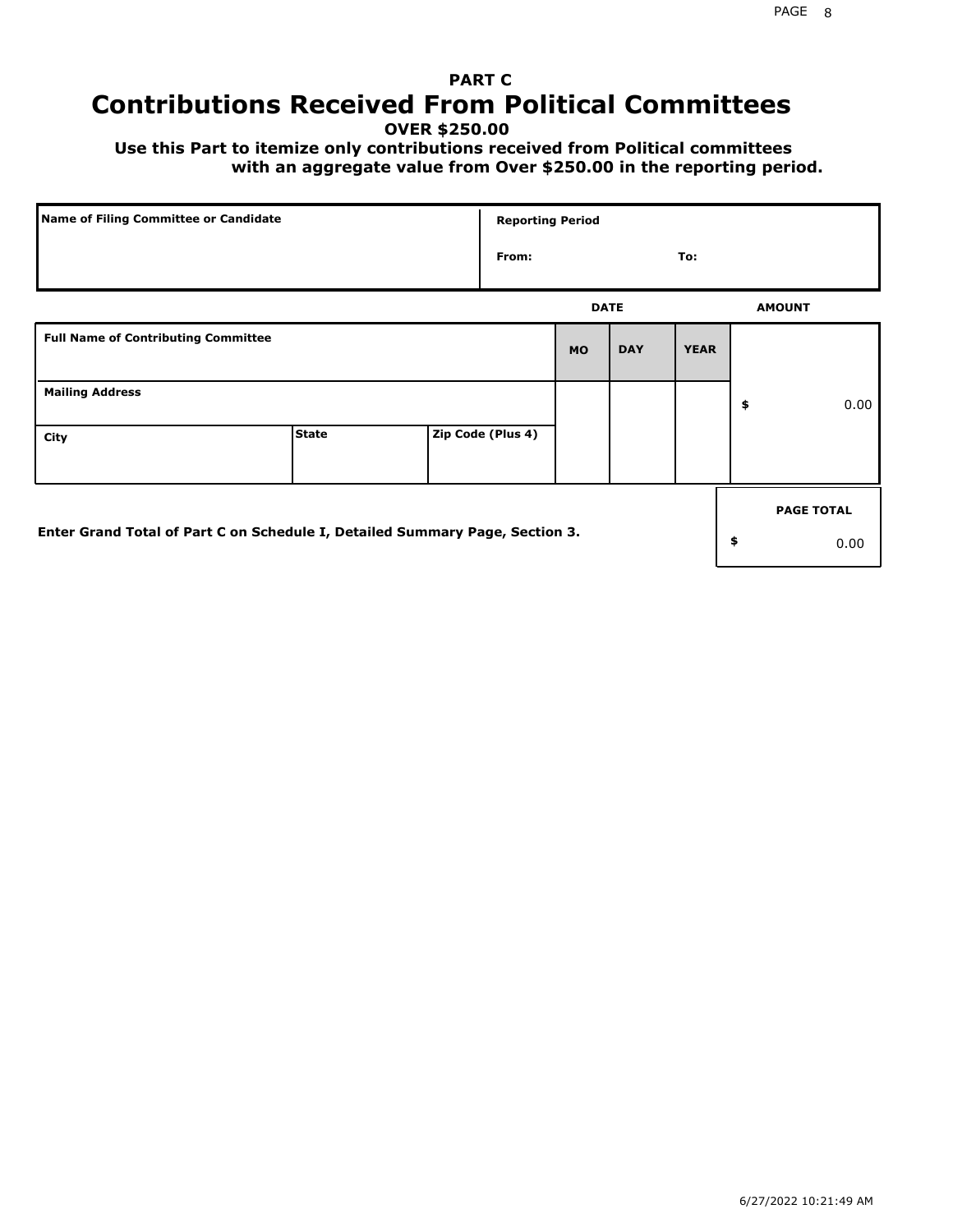# PART C

# Contributions Received From Political Committees

**OVER $250.00**

**Use this Part to itemize only contributions received from Political committees with an aggregate value from Over $250.00 in the reporting period.**

| Name of Filing Committee or Candidate | Reporting Period |
|---|---|
| | From: To: |

| Full Name of Contributing Committee | | | DATE MO | DAY | YEAR | AMOUNT |
|---|---|---|---|---|---|---|
| Mailing Address | | | | | | $ 0.00 |
| City | State | Zip Code (Plus 4) | | | | |

Enter Grand Total of Part C on Schedule I, Detailed Summary Page, Section 3.

| PAGE TOTAL |
|---|
| $ 0.00 |

6/27/2022 10:21:49 AM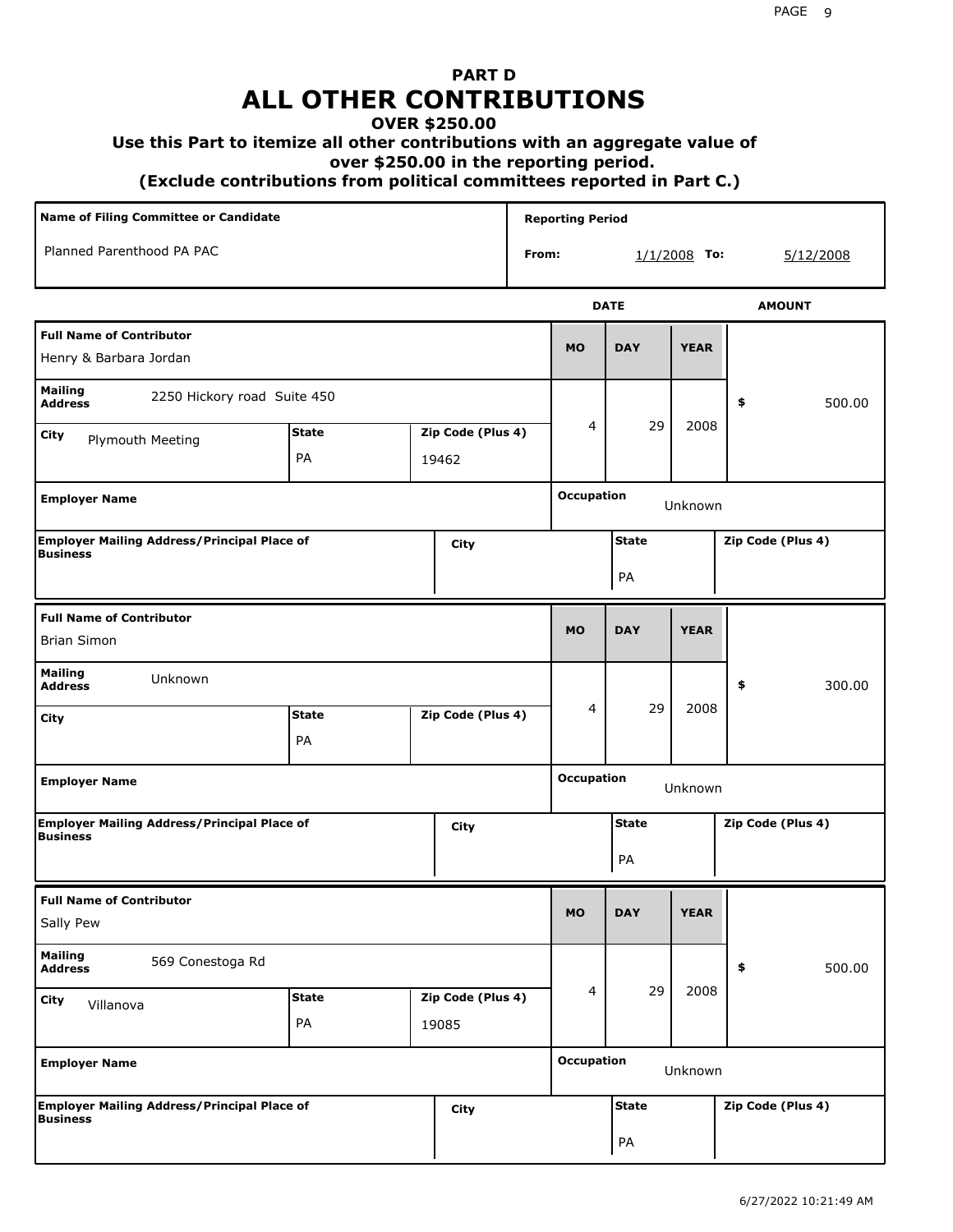# PART D
# ALL OTHER CONTRIBUTIONS

**OVER $250.00**

**Use this Part to itemize all other contributions with an aggregate value of over $250.00 in the reporting period.**

**(Exclude contributions from political committees reported in Part C.)**

| Name of Filing Committee or Candidate | Reporting Period |
|---|---|
| Planned Parenthood PA PAC | From: 1/1/2008 To: 5/12/2008 |

| Full Name of Contributor | Mailing Address | City | State | Zip Code (Plus 4) | MO | DAY | YEAR | AMOUNT | Employer Name | Occupation | Employer Mailing Address/Principal Place of Business | City | State | Zip Code (Plus 4) |
|---|---|---|---|---|---|---|---|---|---|---|---|---|---|---|
| Henry & Barbara Jordan | 2250 Hickory road Suite 450 | Plymouth Meeting | PA | 19462 | 4 | 29 | 2008 | $ 500.00 | | Unknown | | | PA | |
| Brian Simon | Unknown | | PA | | 4 | 29 | 2008 | $ 300.00 | | Unknown | | | PA | |
| Sally Pew | 569 Conestoga Rd | Villanova | PA | 19085 | 4 | 29 | 2008 | $ 500.00 | | Unknown | | | PA | |

6/27/2022 10:21:49 AM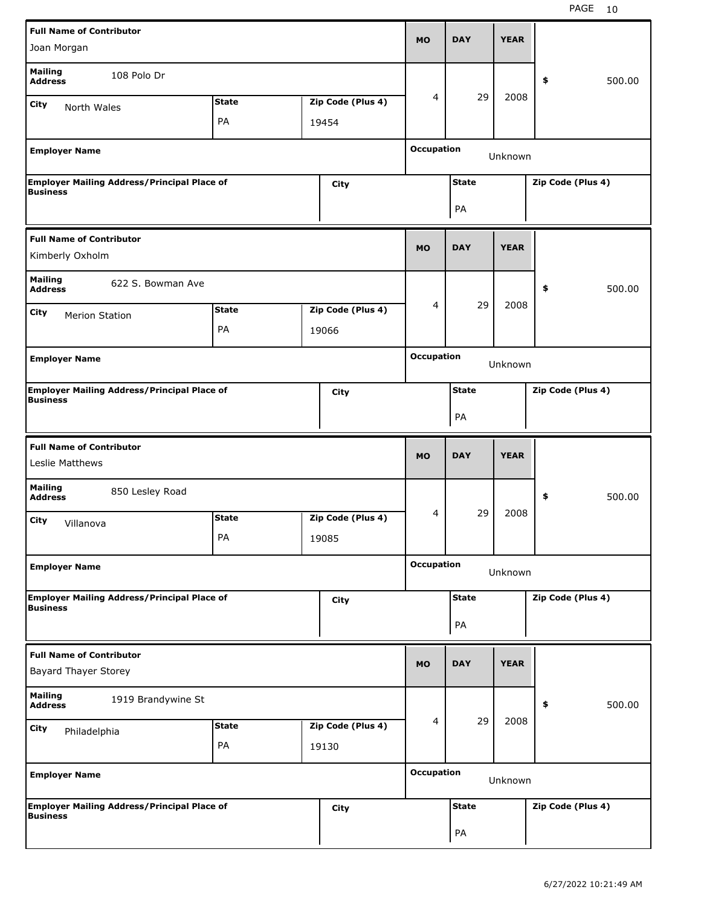| Full Name of Contributor | | | MO | DAY | YEAR | |
|---|---|---|---|---|---|---|
| Joan Morgan | | | | | | |
| Mailing Address: 108 Polo Dr | | | 4 | 29 | 2008 | $ 500.00 |
| City: North Wales | State: PA | Zip Code (Plus 4): 19454 | | | | |
| Employer Name | | | Occupation: Unknown | | | |
| Employer Mailing Address/Principal Place of Business | | City | | State: PA | | Zip Code (Plus 4) |

| Full Name of Contributor | | | MO | DAY | YEAR | |
|---|---|---|---|---|---|---|
| Kimberly Oxholm | | | | | | |
| Mailing Address: 622 S. Bowman Ave | | | 4 | 29 | 2008 | $ 500.00 |
| City: Merion Station | State: PA | Zip Code (Plus 4): 19066 | | | | |
| Employer Name | | | Occupation: Unknown | | | |
| Employer Mailing Address/Principal Place of Business | | City | | State: PA | | Zip Code (Plus 4) |

| Full Name of Contributor | | | MO | DAY | YEAR | |
|---|---|---|---|---|---|---|
| Leslie Matthews | | | | | | |
| Mailing Address: 850 Lesley Road | | | 4 | 29 | 2008 | $ 500.00 |
| City: Villanova | State: PA | Zip Code (Plus 4): 19085 | | | | |
| Employer Name | | | Occupation: Unknown | | | |
| Employer Mailing Address/Principal Place of Business | | City | | State: PA | | Zip Code (Plus 4) |

| Full Name of Contributor | | | MO | DAY | YEAR | |
|---|---|---|---|---|---|---|
| Bayard Thayer Storey | | | | | | |
| Mailing Address: 1919 Brandywine St | | | 4 | 29 | 2008 | $ 500.00 |
| City: Philadelphia | State: PA | Zip Code (Plus 4): 19130 | | | | |
| Employer Name | | | Occupation: Unknown | | | |
| Employer Mailing Address/Principal Place of Business | | City | | State: PA | | Zip Code (Plus 4) |

6/27/2022 10:21:49 AM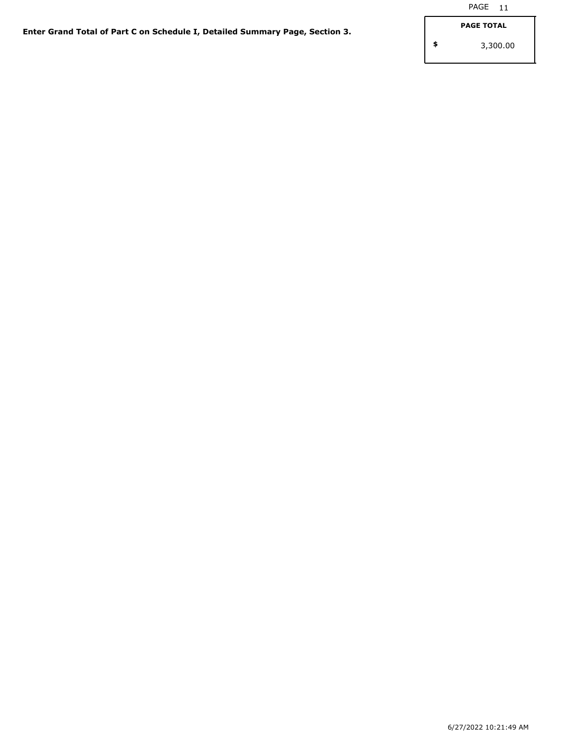**Enter Grand Total of Part C on Schedule I, Detailed Summary Page, Section 3.**

| PAGE TOTAL |
| --- |
| $ 3,300.00 |

6/27/2022 10:21:49 AM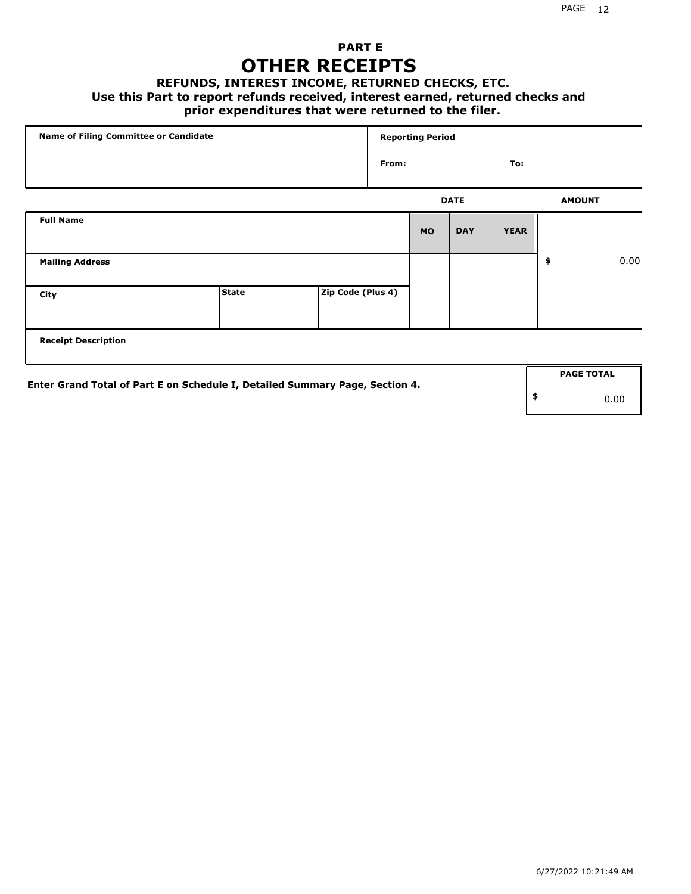# PART E

# OTHER RECEIPTS

### REFUNDS, INTEREST INCOME, RETURNED CHECKS, ETC.

### Use this Part to report refunds received, interest earned, returned checks and prior expenditures that were returned to the filer.

| Name of Filing Committee or Candidate | Reporting Period | |
|---|---|---|
| | From: | To: |

| Full Name | | | DATE MO | DAY | YEAR | AMOUNT |
|---|---|---|---|---|---|---|
| Mailing Address | | | | | | $ 0.00 |
| City | State | Zip Code (Plus 4) | | | | |
| Receipt Description | | | | | | |

Enter Grand Total of Part E on Schedule I, Detailed Summary Page, Section 4.

| PAGE TOTAL |
|---|
| $ 0.00 |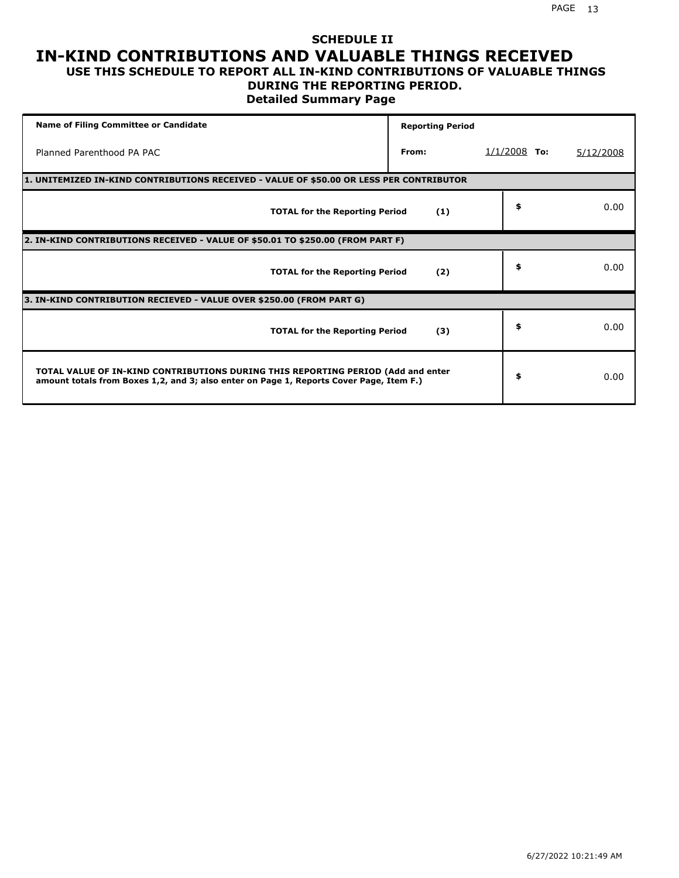# SCHEDULE II

# IN-KIND CONTRIBUTIONS AND VALUABLE THINGS RECEIVED

### USE THIS SCHEDULE TO REPORT ALL IN-KIND CONTRIBUTIONS OF VALUABLE THINGS DURING THE REPORTING PERIOD.

### Detailed Summary Page

| Name of Filing Committee or Candidate | Reporting Period | | | |
|---|---|---|---|---|
| Planned Parenthood PA PAC | From: | 1/1/2008 | To: | 5/12/2008 |

**1. UNITEMIZED IN-KIND CONTRIBUTIONS RECEIVED - VALUE OF $50.00 OR LESS PER CONTRIBUTOR**

| | | |
|---|---|---|
| **TOTAL for the Reporting Period** | **(1)** | $ 0.00 |

**2. IN-KIND CONTRIBUTIONS RECEIVED - VALUE OF $50.01 TO $250.00 (FROM PART F)**

| | | |
|---|---|---|
| **TOTAL for the Reporting Period** | **(2)** | $ 0.00 |

**3. IN-KIND CONTRIBUTION RECIEVED - VALUE OVER $250.00 (FROM PART G)**

| | | |
|---|---|---|
| **TOTAL for the Reporting Period** | **(3)** | $ 0.00 |

| | |
|---|---|
| **TOTAL VALUE OF IN-KIND CONTRIBUTIONS DURING THIS REPORTING PERIOD (Add and enter amount totals from Boxes 1,2, and 3; also enter on Page 1, Reports Cover Page, Item F.)** | $ 0.00 |

6/27/2022 10:21:49 AM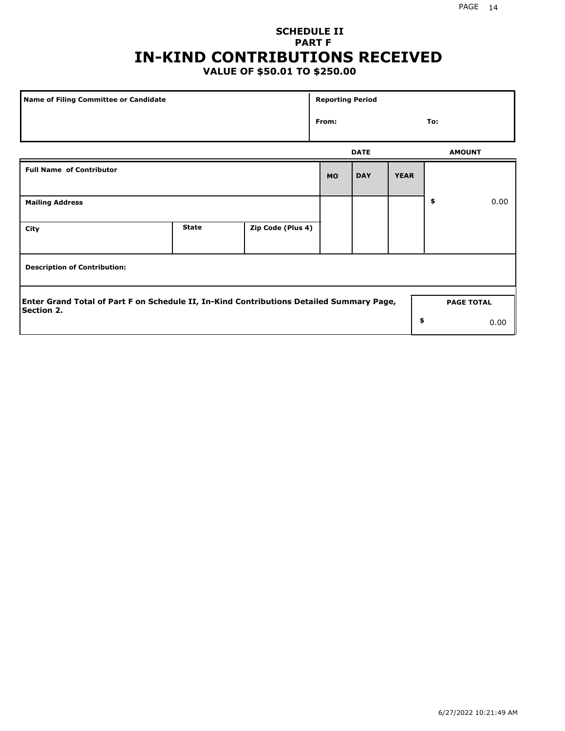**SCHEDULE II**
**PART F**

# IN-KIND CONTRIBUTIONS RECEIVED

**VALUE OF $50.01 TO $250.00**

| Name of Filing Committee or Candidate | Reporting Period |
|---|---|
| | From: To: |

| Full Name of Contributor | | | DATE | | | AMOUNT |
|---|---|---|---|---|---|---|
| | | | MO | DAY | YEAR | |
| **Mailing Address** | | | | | | $ 0.00 |
| **City** | **State** | **Zip Code (Plus 4)** | | | | |
| **Description of Contribution:** | | | | | | |

**Enter Grand Total of Part F on Schedule II, In-Kind Contributions Detailed Summary Page, Section 2.**

| PAGE TOTAL |
|---|
| $ 0.00 |

6/27/2022 10:21:49 AM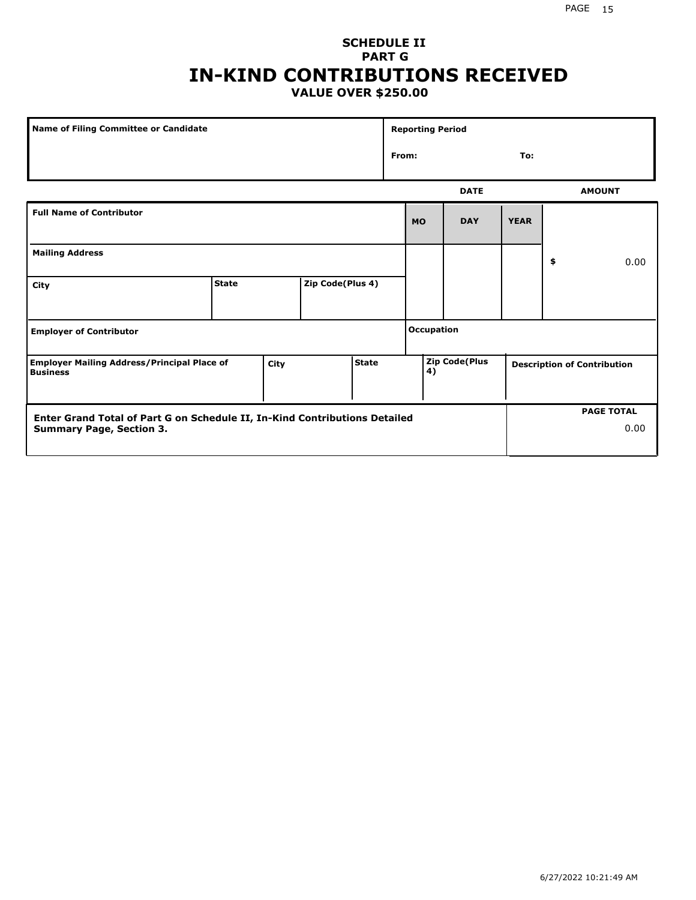## SCHEDULE II
## PART G
# IN-KIND CONTRIBUTIONS RECEIVED
### VALUE OVER $250.00

| Name of Filing Committee or Candidate | Reporting Period | |
|---|---|---|
| | From: | To: |

| | | | | DATE | | | AMOUNT |
|---|---|---|---|---|---|---|---|
| **Full Name of Contributor** | | | | **MO** | **DAY** | **YEAR** | |
| **Mailing Address** | | | | | | | $ 0.00 |
| **City** | **State** | **Zip Code(Plus 4)** | | | | | |
| **Employer of Contributor** | | | | **Occupation** | | | |
| **Employer Mailing Address/Principal Place of Business** | **City** | **State** | | **Zip Code(Plus 4)** | | **Description of Contribution** | |

| Enter Grand Total of Part G on Schedule II, In-Kind Contributions Detailed Summary Page, Section 3. | PAGE TOTAL |
|---|---|
| | 0.00 |

6/27/2022 10:21:49 AM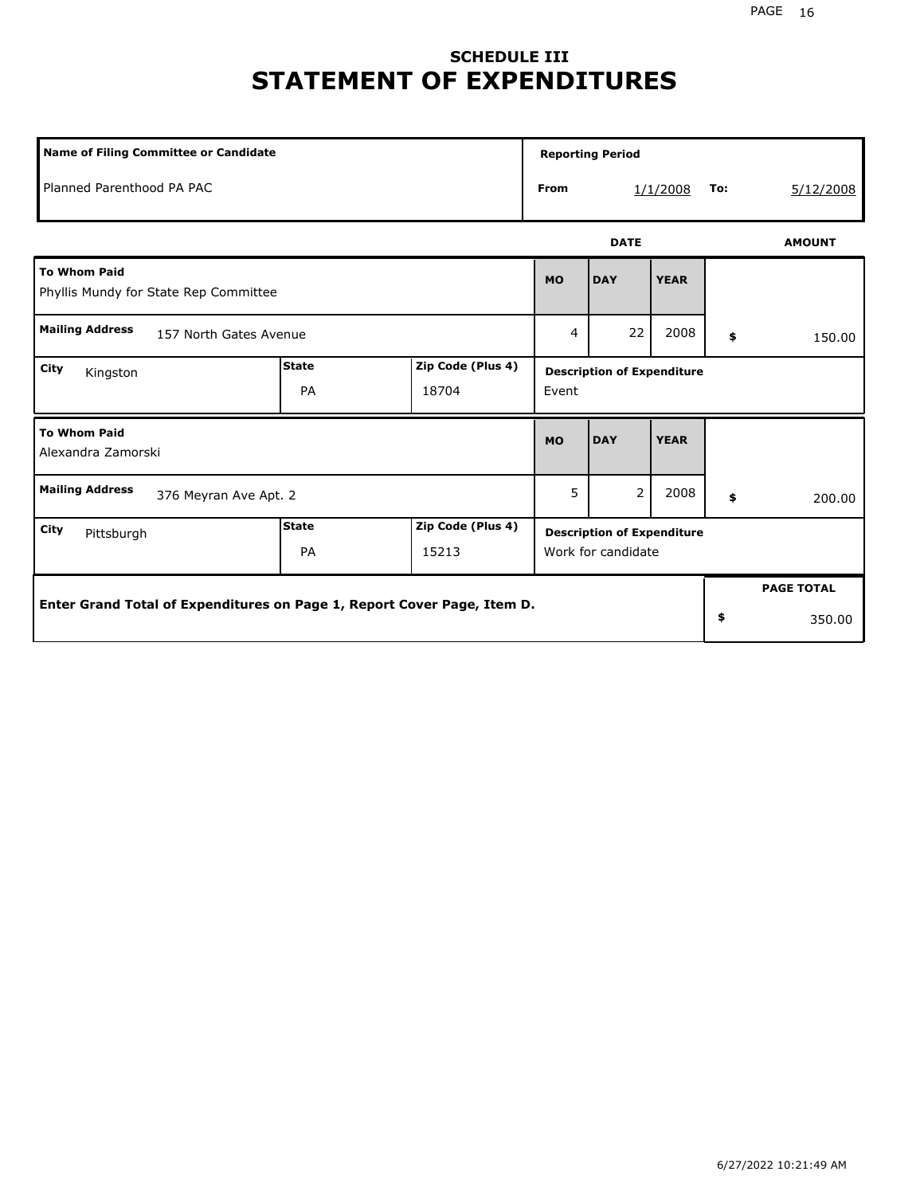## SCHEDULE III
# STATEMENT OF EXPENDITURES

| Name of Filing Committee or Candidate | Reporting Period |
|---|---|
| Planned Parenthood PA PAC | From 1/1/2008 To: 5/12/2008 |

| To Whom Paid | Mailing Address | City | State | Zip Code (Plus 4) | MO | DAY | YEAR | Description of Expenditure | AMOUNT |
|---|---|---|---|---|---|---|---|---|---|
| Phyllis Mundy for State Rep Committee | 157 North Gates Avenue | Kingston | PA | 18704 | 4 | 22 | 2008 | Event | $ 150.00 |
| Alexandra Zamorski | 376 Meyran Ave Apt. 2 | Pittsburgh | PA | 15213 | 5 | 2 | 2008 | Work for candidate | $ 200.00 |

**Enter Grand Total of Expenditures on Page 1, Report Cover Page, Item D.**

**PAGE TOTAL** $ 350.00

6/27/2022 10:21:49 AM